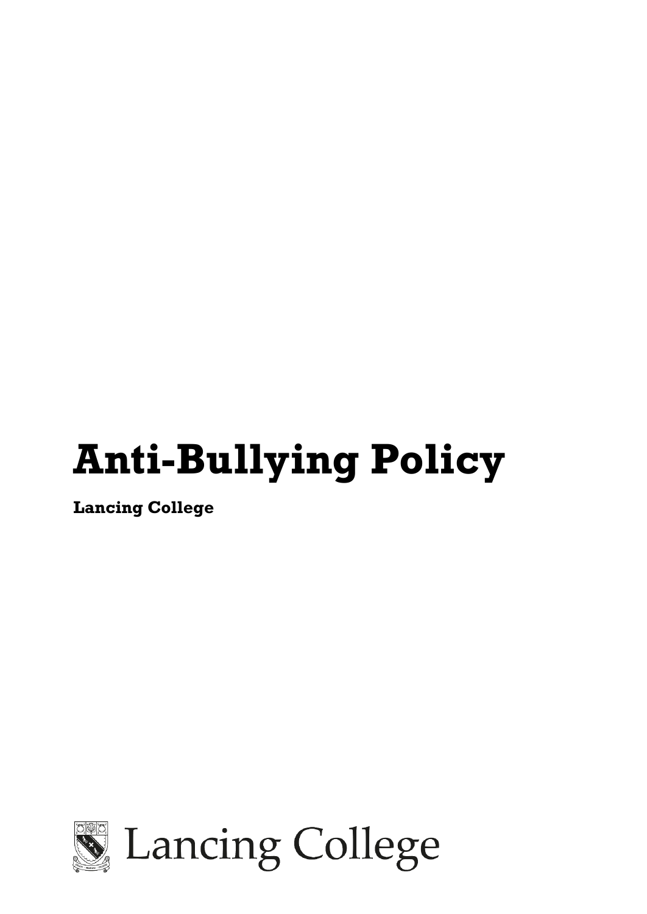# Anti-Bullying Policy

**Lancing College**

Lancing College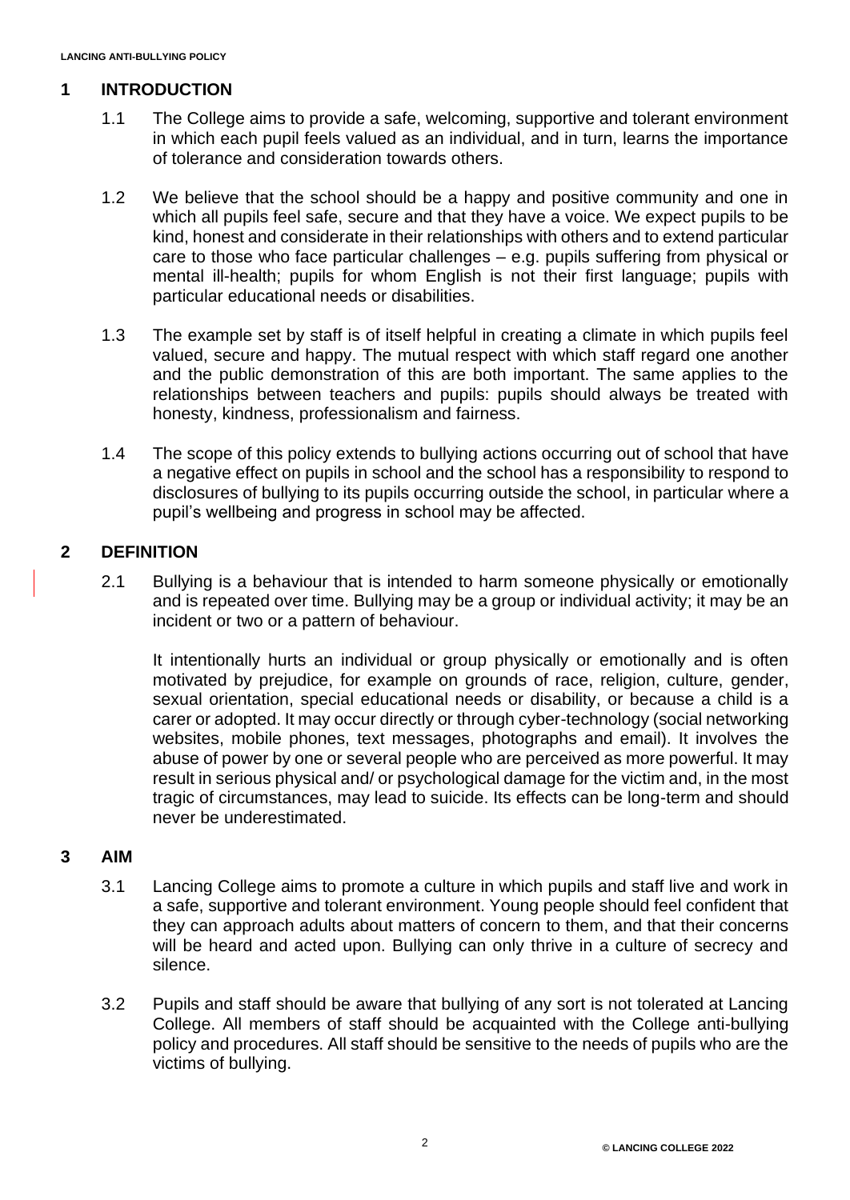## 1 INTRODUCTION

1.1 The College aims to provide a safe, welcoming, supportive and tolerant environment in which each pupil feels valued as an individual, and in turn, learns the importance of tolerance and consideration towards others.

1.2 We believe that the school should be a happy and positive community and one in which all pupils feel safe, secure and that they have a voice. We expect pupils to be kind, honest and considerate in their relationships with others and to extend particular care to those who face particular challenges – e.g. pupils suffering from physical or mental ill-health; pupils for whom English is not their first language; pupils with particular educational needs or disabilities.

1.3 The example set by staff is of itself helpful in creating a climate in which pupils feel valued, secure and happy. The mutual respect with which staff regard one another and the public demonstration of this are both important. The same applies to the relationships between teachers and pupils: pupils should always be treated with honesty, kindness, professionalism and fairness.

1.4 The scope of this policy extends to bullying actions occurring out of school that have a negative effect on pupils in school and the school has a responsibility to respond to disclosures of bullying to its pupils occurring outside the school, in particular where a pupil's wellbeing and progress in school may be affected.

## 2 DEFINITION

2.1 Bullying is a behaviour that is intended to harm someone physically or emotionally and is repeated over time. Bullying may be a group or individual activity; it may be an incident or two or a pattern of behaviour.

It intentionally hurts an individual or group physically or emotionally and is often motivated by prejudice, for example on grounds of race, religion, culture, gender, sexual orientation, special educational needs or disability, or because a child is a carer or adopted. It may occur directly or through cyber-technology (social networking websites, mobile phones, text messages, photographs and email). It involves the abuse of power by one or several people who are perceived as more powerful. It may result in serious physical and/ or psychological damage for the victim and, in the most tragic of circumstances, may lead to suicide. Its effects can be long-term and should never be underestimated.

## 3 AIM

3.1 Lancing College aims to promote a culture in which pupils and staff live and work in a safe, supportive and tolerant environment. Young people should feel confident that they can approach adults about matters of concern to them, and that their concerns will be heard and acted upon. Bullying can only thrive in a culture of secrecy and silence.

3.2 Pupils and staff should be aware that bullying of any sort is not tolerated at Lancing College. All members of staff should be acquainted with the College anti-bullying policy and procedures. All staff should be sensitive to the needs of pupils who are the victims of bullying.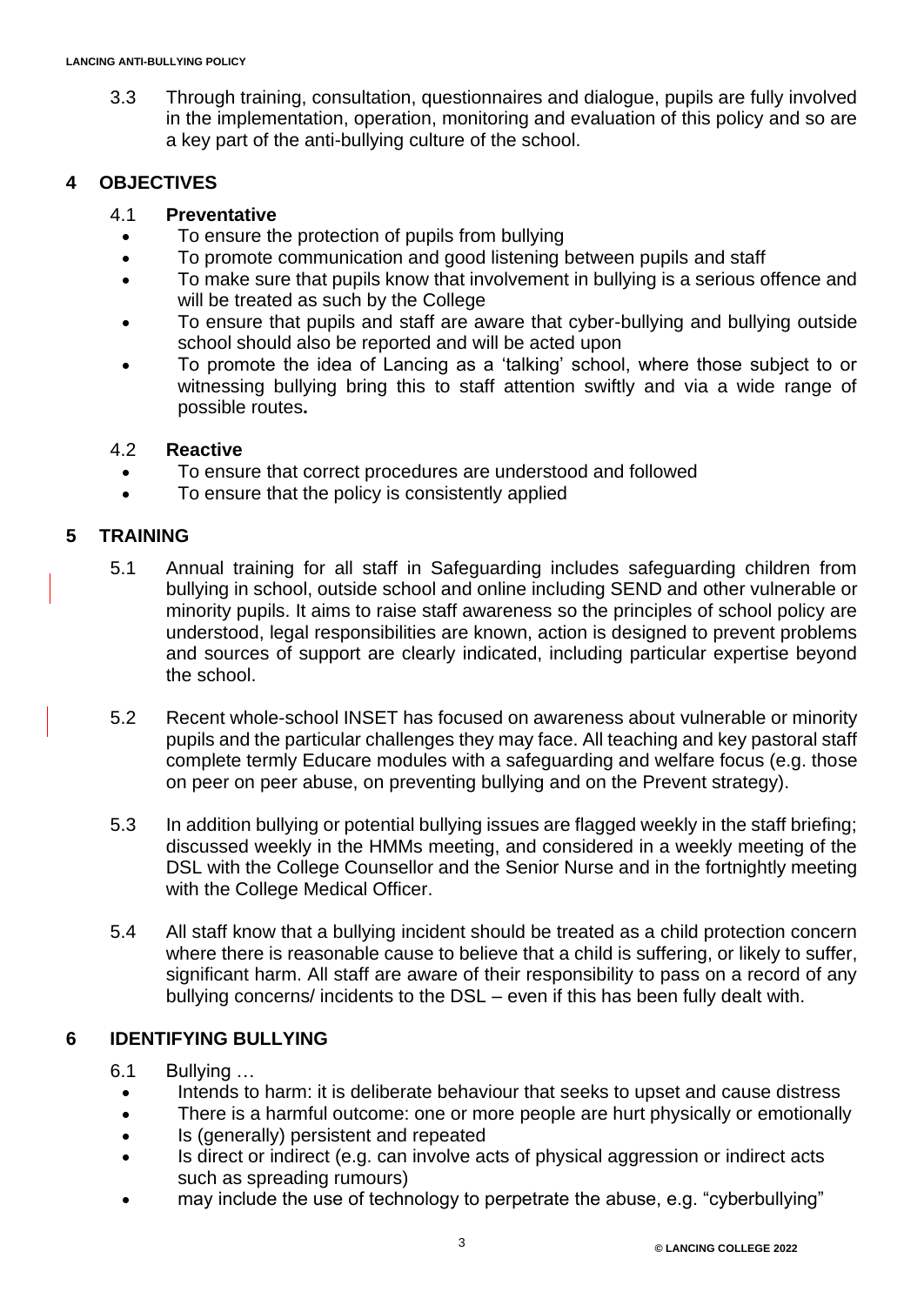3.3 Through training, consultation, questionnaires and dialogue, pupils are fully involved in the implementation, operation, monitoring and evaluation of this policy and so are a key part of the anti-bullying culture of the school.

## 4 OBJECTIVES

### 4.1 Preventative

- To ensure the protection of pupils from bullying
- To promote communication and good listening between pupils and staff
- To make sure that pupils know that involvement in bullying is a serious offence and will be treated as such by the College
- To ensure that pupils and staff are aware that cyber-bullying and bullying outside school should also be reported and will be acted upon
- To promote the idea of Lancing as a 'talking' school, where those subject to or witnessing bullying bring this to staff attention swiftly and via a wide range of possible routes**.**

### 4.2 Reactive

- To ensure that correct procedures are understood and followed
- To ensure that the policy is consistently applied

## 5 TRAINING

5.1 Annual training for all staff in Safeguarding includes safeguarding children from bullying in school, outside school and online including SEND and other vulnerable or minority pupils. It aims to raise staff awareness so the principles of school policy are understood, legal responsibilities are known, action is designed to prevent problems and sources of support are clearly indicated, including particular expertise beyond the school.

5.2 Recent whole-school INSET has focused on awareness about vulnerable or minority pupils and the particular challenges they may face. All teaching and key pastoral staff complete termly Educare modules with a safeguarding and welfare focus (e.g. those on peer on peer abuse, on preventing bullying and on the Prevent strategy).

5.3 In addition bullying or potential bullying issues are flagged weekly in the staff briefing; discussed weekly in the HMMs meeting, and considered in a weekly meeting of the DSL with the College Counsellor and the Senior Nurse and in the fortnightly meeting with the College Medical Officer.

5.4 All staff know that a bullying incident should be treated as a child protection concern where there is reasonable cause to believe that a child is suffering, or likely to suffer, significant harm. All staff are aware of their responsibility to pass on a record of any bullying concerns/ incidents to the DSL – even if this has been fully dealt with.

## 6 IDENTIFYING BULLYING

6.1 Bullying …

- Intends to harm: it is deliberate behaviour that seeks to upset and cause distress
- There is a harmful outcome: one or more people are hurt physically or emotionally
- Is (generally) persistent and repeated
- Is direct or indirect (e.g. can involve acts of physical aggression or indirect acts such as spreading rumours)
- may include the use of technology to perpetrate the abuse, e.g. "cyberbullying"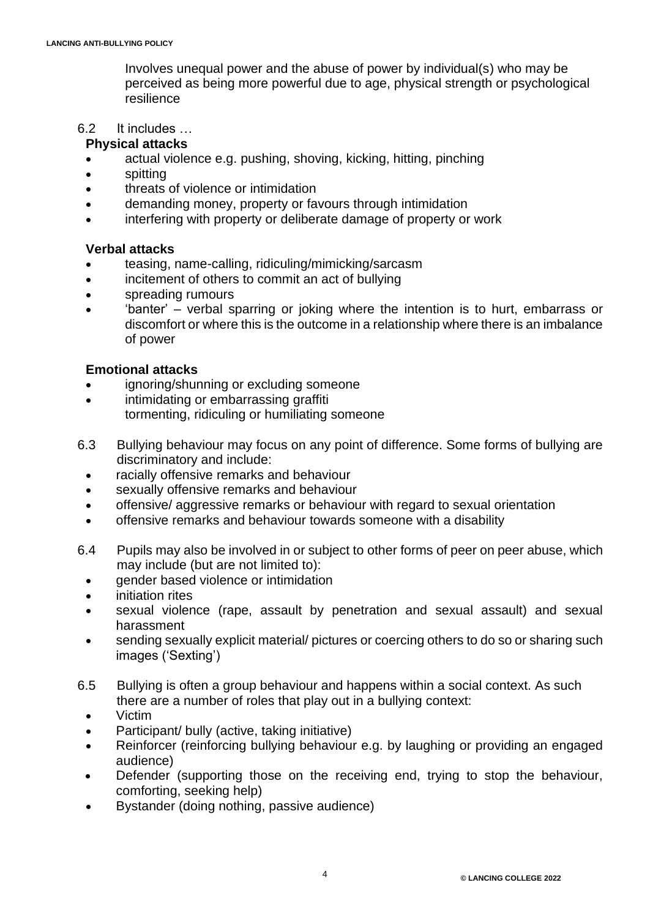Involves unequal power and the abuse of power by individual(s) who may be perceived as being more powerful due to age, physical strength or psychological resilience

6.2 It includes …

**Physical attacks**

- actual violence e.g. pushing, shoving, kicking, hitting, pinching
- spitting
- threats of violence or intimidation
- demanding money, property or favours through intimidation
- interfering with property or deliberate damage of property or work

**Verbal attacks**

- teasing, name-calling, ridiculing/mimicking/sarcasm
- incitement of others to commit an act of bullying
- spreading rumours
- 'banter' – verbal sparring or joking where the intention is to hurt, embarrass or discomfort or where this is the outcome in a relationship where there is an imbalance of power

**Emotional attacks**

- ignoring/shunning or excluding someone
- intimidating or embarrassing graffiti
  tormenting, ridiculing or humiliating someone

6.3 Bullying behaviour may focus on any point of difference. Some forms of bullying are discriminatory and include:

- racially offensive remarks and behaviour
- sexually offensive remarks and behaviour
- offensive/ aggressive remarks or behaviour with regard to sexual orientation
- offensive remarks and behaviour towards someone with a disability

6.4 Pupils may also be involved in or subject to other forms of peer on peer abuse, which may include (but are not limited to):

- gender based violence or intimidation
- initiation rites
- sexual violence (rape, assault by penetration and sexual assault) and sexual harassment
- sending sexually explicit material/ pictures or coercing others to do so or sharing such images ('Sexting')

6.5 Bullying is often a group behaviour and happens within a social context. As such there are a number of roles that play out in a bullying context:

- Victim
- Participant/ bully (active, taking initiative)
- Reinforcer (reinforcing bullying behaviour e.g. by laughing or providing an engaged audience)
- Defender (supporting those on the receiving end, trying to stop the behaviour, comforting, seeking help)
- Bystander (doing nothing, passive audience)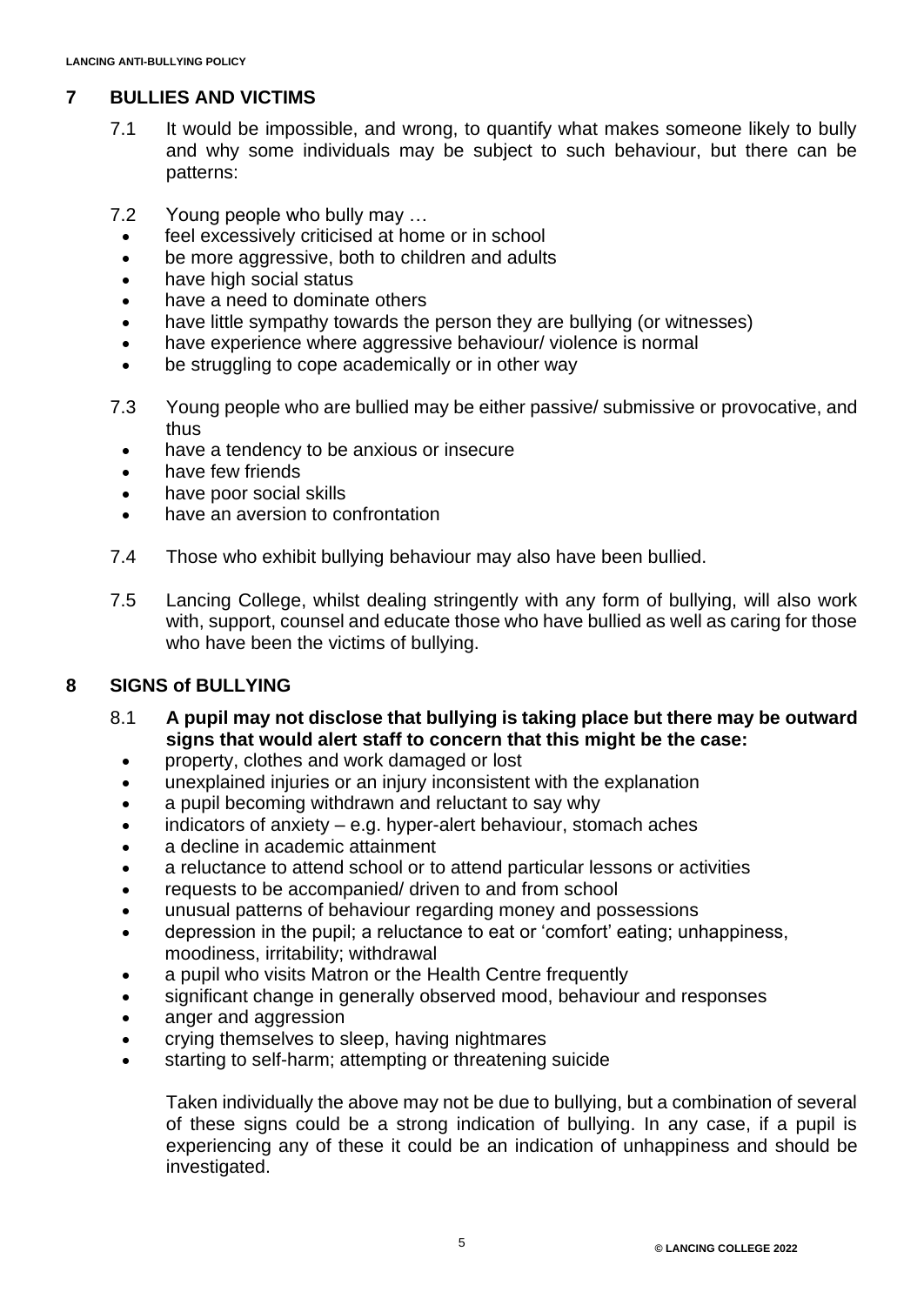## 7 BULLIES AND VICTIMS

7.1 It would be impossible, and wrong, to quantify what makes someone likely to bully and why some individuals may be subject to such behaviour, but there can be patterns:

7.2 Young people who bully may …

- feel excessively criticised at home or in school
- be more aggressive, both to children and adults
- have high social status
- have a need to dominate others
- have little sympathy towards the person they are bullying (or witnesses)
- have experience where aggressive behaviour/ violence is normal
- be struggling to cope academically or in other way

7.3 Young people who are bullied may be either passive/ submissive or provocative, and thus

- have a tendency to be anxious or insecure
- have few friends
- have poor social skills
- have an aversion to confrontation

7.4 Those who exhibit bullying behaviour may also have been bullied.

7.5 Lancing College, whilst dealing stringently with any form of bullying, will also work with, support, counsel and educate those who have bullied as well as caring for those who have been the victims of bullying.

## 8 SIGNS of BULLYING

8.1 **A pupil may not disclose that bullying is taking place but there may be outward signs that would alert staff to concern that this might be the case:**

- property, clothes and work damaged or lost
- unexplained injuries or an injury inconsistent with the explanation
- a pupil becoming withdrawn and reluctant to say why
- indicators of anxiety – e.g. hyper-alert behaviour, stomach aches
- a decline in academic attainment
- a reluctance to attend school or to attend particular lessons or activities
- requests to be accompanied/ driven to and from school
- unusual patterns of behaviour regarding money and possessions
- depression in the pupil; a reluctance to eat or 'comfort' eating; unhappiness, moodiness, irritability; withdrawal
- a pupil who visits Matron or the Health Centre frequently
- significant change in generally observed mood, behaviour and responses
- anger and aggression
- crying themselves to sleep, having nightmares
- starting to self-harm; attempting or threatening suicide

Taken individually the above may not be due to bullying, but a combination of several of these signs could be a strong indication of bullying. In any case, if a pupil is experiencing any of these it could be an indication of unhappiness and should be investigated.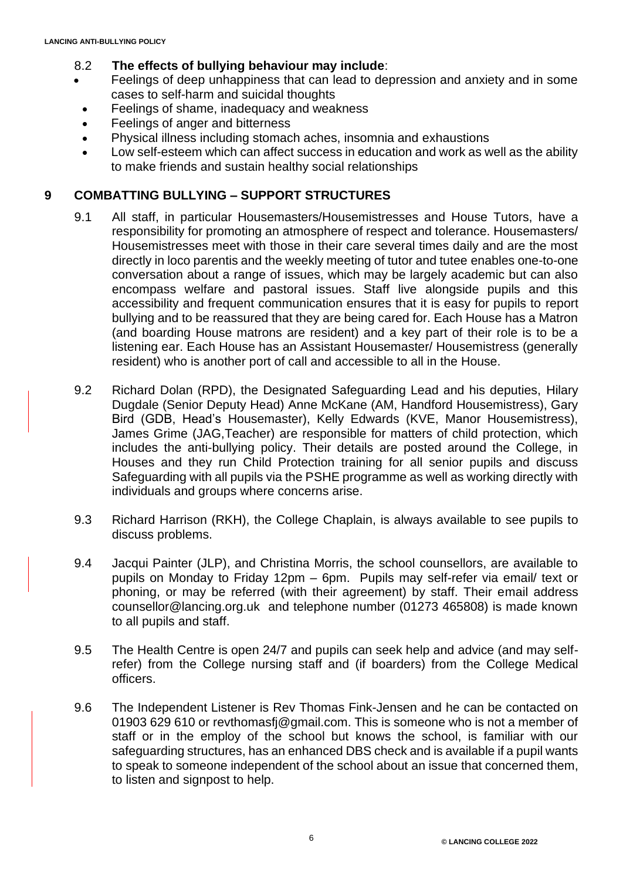8.2 **The effects of bullying behaviour may include**:

- Feelings of deep unhappiness that can lead to depression and anxiety and in some cases to self-harm and suicidal thoughts
- Feelings of shame, inadequacy and weakness
- Feelings of anger and bitterness
- Physical illness including stomach aches, insomnia and exhaustions
- Low self-esteem which can affect success in education and work as well as the ability to make friends and sustain healthy social relationships

## 9 COMBATTING BULLYING – SUPPORT STRUCTURES

9.1 All staff, in particular Housemasters/Housemistresses and House Tutors, have a responsibility for promoting an atmosphere of respect and tolerance. Housemasters/ Housemistresses meet with those in their care several times daily and are the most directly in loco parentis and the weekly meeting of tutor and tutee enables one-to-one conversation about a range of issues, which may be largely academic but can also encompass welfare and pastoral issues. Staff live alongside pupils and this accessibility and frequent communication ensures that it is easy for pupils to report bullying and to be reassured that they are being cared for. Each House has a Matron (and boarding House matrons are resident) and a key part of their role is to be a listening ear. Each House has an Assistant Housemaster/ Housemistress (generally resident) who is another port of call and accessible to all in the House.

9.2 Richard Dolan (RPD), the Designated Safeguarding Lead and his deputies, Hilary Dugdale (Senior Deputy Head) Anne McKane (AM, Handford Housemistress), Gary Bird (GDB, Head's Housemaster), Kelly Edwards (KVE, Manor Housemistress), James Grime (JAG,Teacher) are responsible for matters of child protection, which includes the anti-bullying policy. Their details are posted around the College, in Houses and they run Child Protection training for all senior pupils and discuss Safeguarding with all pupils via the PSHE programme as well as working directly with individuals and groups where concerns arise.

9.3 Richard Harrison (RKH), the College Chaplain, is always available to see pupils to discuss problems.

9.4 Jacqui Painter (JLP), and Christina Morris, the school counsellors, are available to pupils on Monday to Friday 12pm – 6pm. Pupils may self-refer via email/ text or phoning, or may be referred (with their agreement) by staff. Their email address counsellor@lancing.org.uk and telephone number (01273 465808) is made known to all pupils and staff.

9.5 The Health Centre is open 24/7 and pupils can seek help and advice (and may self-refer) from the College nursing staff and (if boarders) from the College Medical officers.

9.6 The Independent Listener is Rev Thomas Fink-Jensen and he can be contacted on 01903 629 610 or revthomasfj@gmail.com. This is someone who is not a member of staff or in the employ of the school but knows the school, is familiar with our safeguarding structures, has an enhanced DBS check and is available if a pupil wants to speak to someone independent of the school about an issue that concerned them, to listen and signpost to help.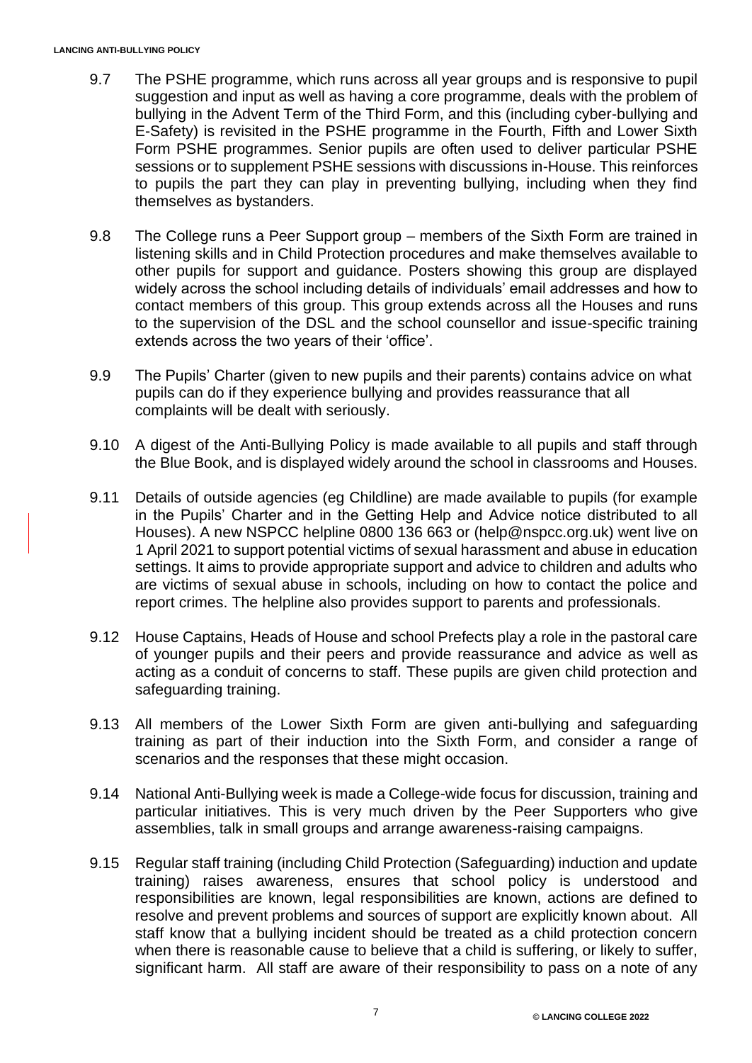9.7 The PSHE programme, which runs across all year groups and is responsive to pupil suggestion and input as well as having a core programme, deals with the problem of bullying in the Advent Term of the Third Form, and this (including cyber-bullying and E-Safety) is revisited in the PSHE programme in the Fourth, Fifth and Lower Sixth Form PSHE programmes. Senior pupils are often used to deliver particular PSHE sessions or to supplement PSHE sessions with discussions in-House. This reinforces to pupils the part they can play in preventing bullying, including when they find themselves as bystanders.

9.8 The College runs a Peer Support group – members of the Sixth Form are trained in listening skills and in Child Protection procedures and make themselves available to other pupils for support and guidance. Posters showing this group are displayed widely across the school including details of individuals' email addresses and how to contact members of this group. This group extends across all the Houses and runs to the supervision of the DSL and the school counsellor and issue-specific training extends across the two years of their 'office'.

9.9 The Pupils' Charter (given to new pupils and their parents) contains advice on what pupils can do if they experience bullying and provides reassurance that all complaints will be dealt with seriously.

9.10 A digest of the Anti-Bullying Policy is made available to all pupils and staff through the Blue Book, and is displayed widely around the school in classrooms and Houses.

9.11 Details of outside agencies (eg Childline) are made available to pupils (for example in the Pupils' Charter and in the Getting Help and Advice notice distributed to all Houses). A new NSPCC helpline 0800 136 663 or (help@nspcc.org.uk) went live on 1 April 2021 to support potential victims of sexual harassment and abuse in education settings. It aims to provide appropriate support and advice to children and adults who are victims of sexual abuse in schools, including on how to contact the police and report crimes. The helpline also provides support to parents and professionals.

9.12 House Captains, Heads of House and school Prefects play a role in the pastoral care of younger pupils and their peers and provide reassurance and advice as well as acting as a conduit of concerns to staff. These pupils are given child protection and safeguarding training.

9.13 All members of the Lower Sixth Form are given anti-bullying and safeguarding training as part of their induction into the Sixth Form, and consider a range of scenarios and the responses that these might occasion.

9.14 National Anti-Bullying week is made a College-wide focus for discussion, training and particular initiatives. This is very much driven by the Peer Supporters who give assemblies, talk in small groups and arrange awareness-raising campaigns.

9.15 Regular staff training (including Child Protection (Safeguarding) induction and update training) raises awareness, ensures that school policy is understood and responsibilities are known, legal responsibilities are known, actions are defined to resolve and prevent problems and sources of support are explicitly known about. All staff know that a bullying incident should be treated as a child protection concern when there is reasonable cause to believe that a child is suffering, or likely to suffer, significant harm. All staff are aware of their responsibility to pass on a note of any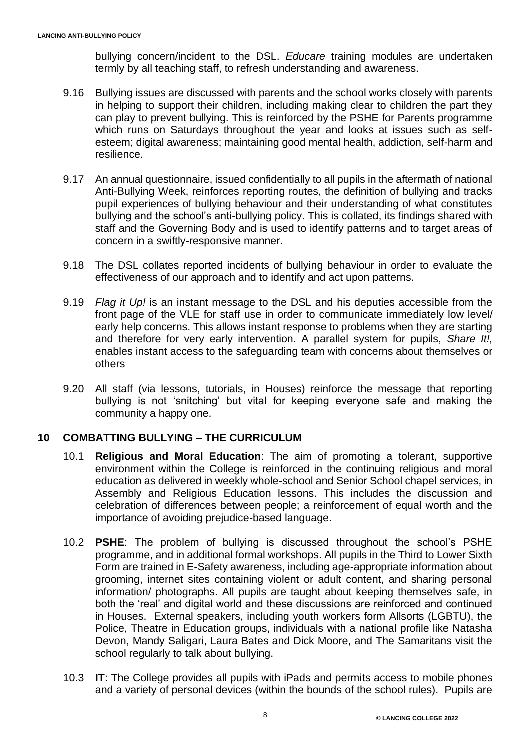bullying concern/incident to the DSL. *Educare* training modules are undertaken termly by all teaching staff, to refresh understanding and awareness.

9.16 Bullying issues are discussed with parents and the school works closely with parents in helping to support their children, including making clear to children the part they can play to prevent bullying. This is reinforced by the PSHE for Parents programme which runs on Saturdays throughout the year and looks at issues such as self-esteem; digital awareness; maintaining good mental health, addiction, self-harm and resilience.

9.17 An annual questionnaire, issued confidentially to all pupils in the aftermath of national Anti-Bullying Week, reinforces reporting routes, the definition of bullying and tracks pupil experiences of bullying behaviour and their understanding of what constitutes bullying and the school's anti-bullying policy. This is collated, its findings shared with staff and the Governing Body and is used to identify patterns and to target areas of concern in a swiftly-responsive manner.

9.18 The DSL collates reported incidents of bullying behaviour in order to evaluate the effectiveness of our approach and to identify and act upon patterns.

9.19 *Flag it Up!* is an instant message to the DSL and his deputies accessible from the front page of the VLE for staff use in order to communicate immediately low level/ early help concerns. This allows instant response to problems when they are starting and therefore for very early intervention. A parallel system for pupils, *Share It!,* enables instant access to the safeguarding team with concerns about themselves or others

9.20 All staff (via lessons, tutorials, in Houses) reinforce the message that reporting bullying is not 'snitching' but vital for keeping everyone safe and making the community a happy one.

## 10 COMBATTING BULLYING – THE CURRICULUM

10.1 **Religious and Moral Education**: The aim of promoting a tolerant, supportive environment within the College is reinforced in the continuing religious and moral education as delivered in weekly whole-school and Senior School chapel services, in Assembly and Religious Education lessons. This includes the discussion and celebration of differences between people; a reinforcement of equal worth and the importance of avoiding prejudice-based language.

10.2 **PSHE**: The problem of bullying is discussed throughout the school's PSHE programme, and in additional formal workshops. All pupils in the Third to Lower Sixth Form are trained in E-Safety awareness, including age-appropriate information about grooming, internet sites containing violent or adult content, and sharing personal information/ photographs. All pupils are taught about keeping themselves safe, in both the 'real' and digital world and these discussions are reinforced and continued in Houses. External speakers, including youth workers form Allsorts (LGBTU), the Police, Theatre in Education groups, individuals with a national profile like Natasha Devon, Mandy Saligari, Laura Bates and Dick Moore, and The Samaritans visit the school regularly to talk about bullying.

10.3 **IT**: The College provides all pupils with iPads and permits access to mobile phones and a variety of personal devices (within the bounds of the school rules). Pupils are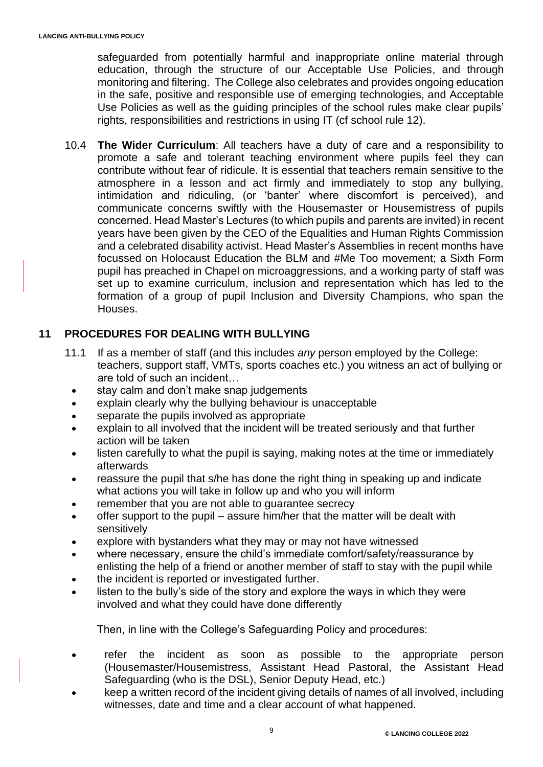safeguarded from potentially harmful and inappropriate online material through education, through the structure of our Acceptable Use Policies, and through monitoring and filtering. The College also celebrates and provides ongoing education in the safe, positive and responsible use of emerging technologies, and Acceptable Use Policies as well as the guiding principles of the school rules make clear pupils' rights, responsibilities and restrictions in using IT (cf school rule 12).

10.4 **The Wider Curriculum**: All teachers have a duty of care and a responsibility to promote a safe and tolerant teaching environment where pupils feel they can contribute without fear of ridicule. It is essential that teachers remain sensitive to the atmosphere in a lesson and act firmly and immediately to stop any bullying, intimidation and ridiculing, (or 'banter' where discomfort is perceived), and communicate concerns swiftly with the Housemaster or Housemistress of pupils concerned. Head Master's Lectures (to which pupils and parents are invited) in recent years have been given by the CEO of the Equalities and Human Rights Commission and a celebrated disability activist. Head Master's Assemblies in recent months have focussed on Holocaust Education the BLM and #Me Too movement; a Sixth Form pupil has preached in Chapel on microaggressions, and a working party of staff was set up to examine curriculum, inclusion and representation which has led to the formation of a group of pupil Inclusion and Diversity Champions, who span the Houses.

## 11 PROCEDURES FOR DEALING WITH BULLYING

11.1 If as a member of staff (and this includes *any* person employed by the College: teachers, support staff, VMTs, sports coaches etc.) you witness an act of bullying or are told of such an incident…

- stay calm and don't make snap judgements
- explain clearly why the bullying behaviour is unacceptable
- separate the pupils involved as appropriate
- explain to all involved that the incident will be treated seriously and that further action will be taken
- listen carefully to what the pupil is saying, making notes at the time or immediately afterwards
- reassure the pupil that s/he has done the right thing in speaking up and indicate what actions you will take in follow up and who you will inform
- remember that you are not able to guarantee secrecy
- offer support to the pupil – assure him/her that the matter will be dealt with sensitively
- explore with bystanders what they may or may not have witnessed
- where necessary, ensure the child's immediate comfort/safety/reassurance by enlisting the help of a friend or another member of staff to stay with the pupil while
- the incident is reported or investigated further.
- listen to the bully's side of the story and explore the ways in which they were involved and what they could have done differently

Then, in line with the College's Safeguarding Policy and procedures:

- refer the incident as soon as possible to the appropriate person (Housemaster/Housemistress, Assistant Head Pastoral, the Assistant Head Safeguarding (who is the DSL), Senior Deputy Head, etc.)
- keep a written record of the incident giving details of names of all involved, including witnesses, date and time and a clear account of what happened.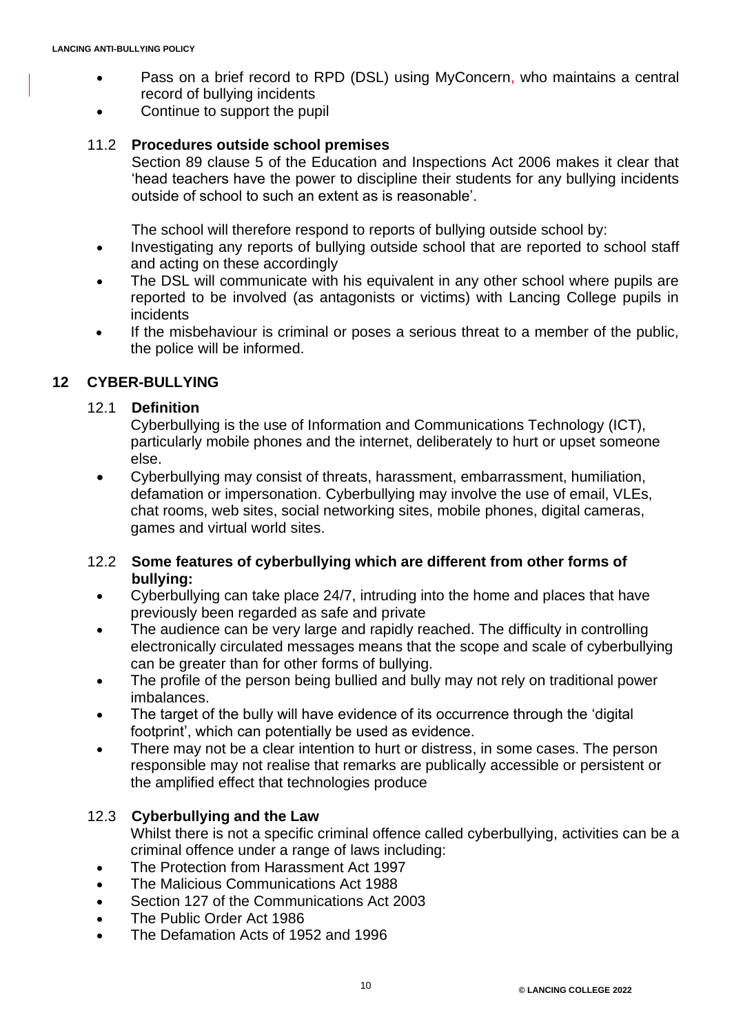- Pass on a brief record to RPD (DSL) using MyConcern, who maintains a central record of bullying incidents
- Continue to support the pupil

### 11.2 Procedures outside school premises

Section 89 clause 5 of the Education and Inspections Act 2006 makes it clear that 'head teachers have the power to discipline their students for any bullying incidents outside of school to such an extent as is reasonable'.

The school will therefore respond to reports of bullying outside school by:

- Investigating any reports of bullying outside school that are reported to school staff and acting on these accordingly
- The DSL will communicate with his equivalent in any other school where pupils are reported to be involved (as antagonists or victims) with Lancing College pupils in incidents
- If the misbehaviour is criminal or poses a serious threat to a member of the public, the police will be informed.

## 12 CYBER-BULLYING

### 12.1 Definition

Cyberbullying is the use of Information and Communications Technology (ICT), particularly mobile phones and the internet, deliberately to hurt or upset someone else.

- Cyberbullying may consist of threats, harassment, embarrassment, humiliation, defamation or impersonation. Cyberbullying may involve the use of email, VLEs, chat rooms, web sites, social networking sites, mobile phones, digital cameras, games and virtual world sites.

### 12.2 Some features of cyberbullying which are different from other forms of bullying:

- Cyberbullying can take place 24/7, intruding into the home and places that have previously been regarded as safe and private
- The audience can be very large and rapidly reached. The difficulty in controlling electronically circulated messages means that the scope and scale of cyberbullying can be greater than for other forms of bullying.
- The profile of the person being bullied and bully may not rely on traditional power imbalances.
- The target of the bully will have evidence of its occurrence through the 'digital footprint', which can potentially be used as evidence.
- There may not be a clear intention to hurt or distress, in some cases. The person responsible may not realise that remarks are publically accessible or persistent or the amplified effect that technologies produce

### 12.3 Cyberbullying and the Law

Whilst there is not a specific criminal offence called cyberbullying, activities can be a criminal offence under a range of laws including:

- The Protection from Harassment Act 1997
- The Malicious Communications Act 1988
- Section 127 of the Communications Act 2003
- The Public Order Act 1986
- The Defamation Acts of 1952 and 1996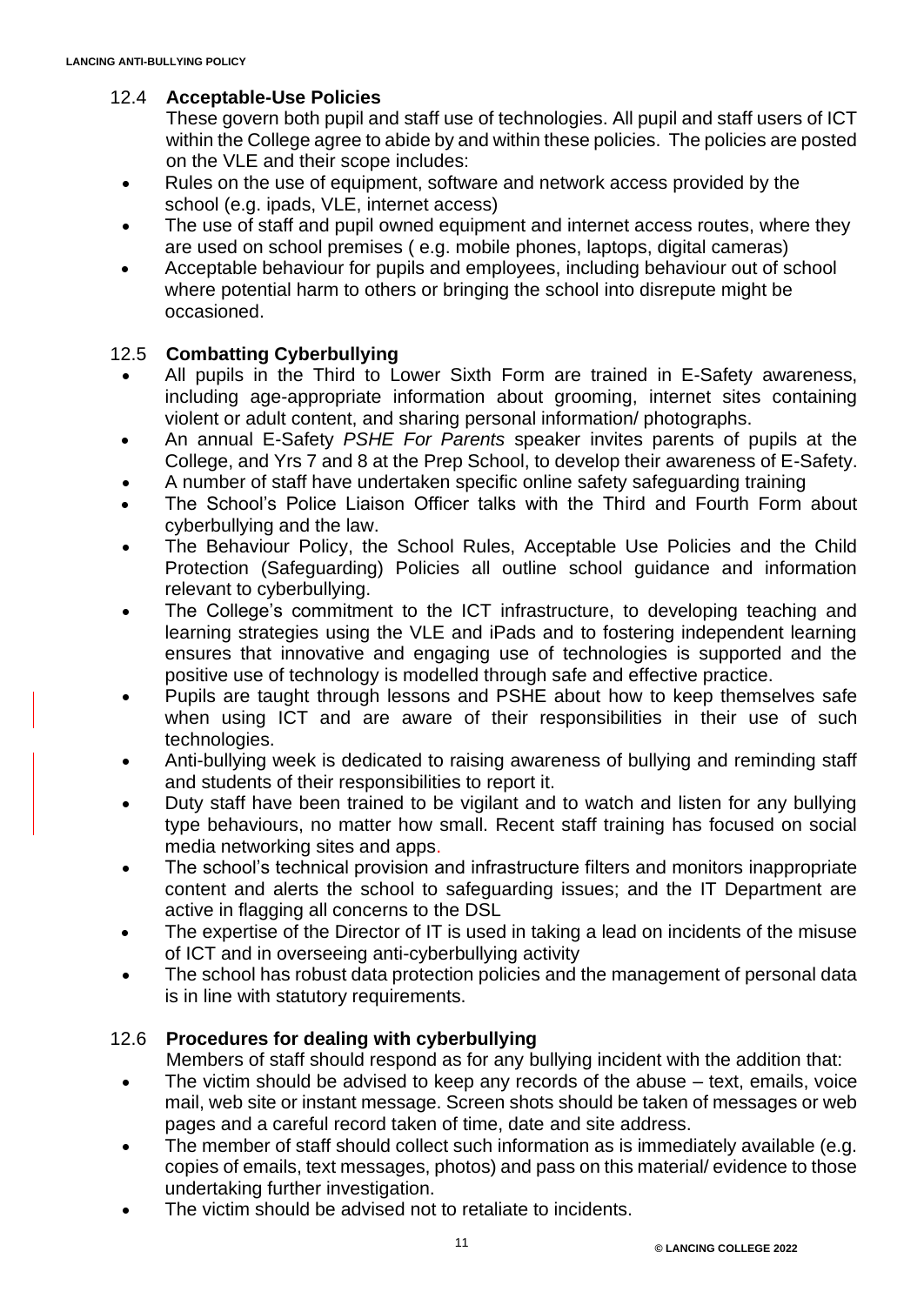### 12.4 **Acceptable-Use Policies**

These govern both pupil and staff use of technologies. All pupil and staff users of ICT within the College agree to abide by and within these policies. The policies are posted on the VLE and their scope includes:

- Rules on the use of equipment, software and network access provided by the school (e.g. ipads, VLE, internet access)
- The use of staff and pupil owned equipment and internet access routes, where they are used on school premises ( e.g. mobile phones, laptops, digital cameras)
- Acceptable behaviour for pupils and employees, including behaviour out of school where potential harm to others or bringing the school into disrepute might be occasioned.

### 12.5 **Combatting Cyberbullying**

- All pupils in the Third to Lower Sixth Form are trained in E-Safety awareness, including age-appropriate information about grooming, internet sites containing violent or adult content, and sharing personal information/ photographs.
- An annual E-Safety *PSHE For Parents* speaker invites parents of pupils at the College, and Yrs 7 and 8 at the Prep School, to develop their awareness of E-Safety.
- A number of staff have undertaken specific online safety safeguarding training
- The School's Police Liaison Officer talks with the Third and Fourth Form about cyberbullying and the law.
- The Behaviour Policy, the School Rules, Acceptable Use Policies and the Child Protection (Safeguarding) Policies all outline school guidance and information relevant to cyberbullying.
- The College's commitment to the ICT infrastructure, to developing teaching and learning strategies using the VLE and iPads and to fostering independent learning ensures that innovative and engaging use of technologies is supported and the positive use of technology is modelled through safe and effective practice.
- Pupils are taught through lessons and PSHE about how to keep themselves safe when using ICT and are aware of their responsibilities in their use of such technologies.
- Anti-bullying week is dedicated to raising awareness of bullying and reminding staff and students of their responsibilities to report it.
- Duty staff have been trained to be vigilant and to watch and listen for any bullying type behaviours, no matter how small. Recent staff training has focused on social media networking sites and apps.
- The school's technical provision and infrastructure filters and monitors inappropriate content and alerts the school to safeguarding issues; and the IT Department are active in flagging all concerns to the DSL
- The expertise of the Director of IT is used in taking a lead on incidents of the misuse of ICT and in overseeing anti-cyberbullying activity
- The school has robust data protection policies and the management of personal data is in line with statutory requirements.

### 12.6 **Procedures for dealing with cyberbullying**

Members of staff should respond as for any bullying incident with the addition that:

- The victim should be advised to keep any records of the abuse – text, emails, voice mail, web site or instant message. Screen shots should be taken of messages or web pages and a careful record taken of time, date and site address.
- The member of staff should collect such information as is immediately available (e.g. copies of emails, text messages, photos) and pass on this material/ evidence to those undertaking further investigation.
- The victim should be advised not to retaliate to incidents.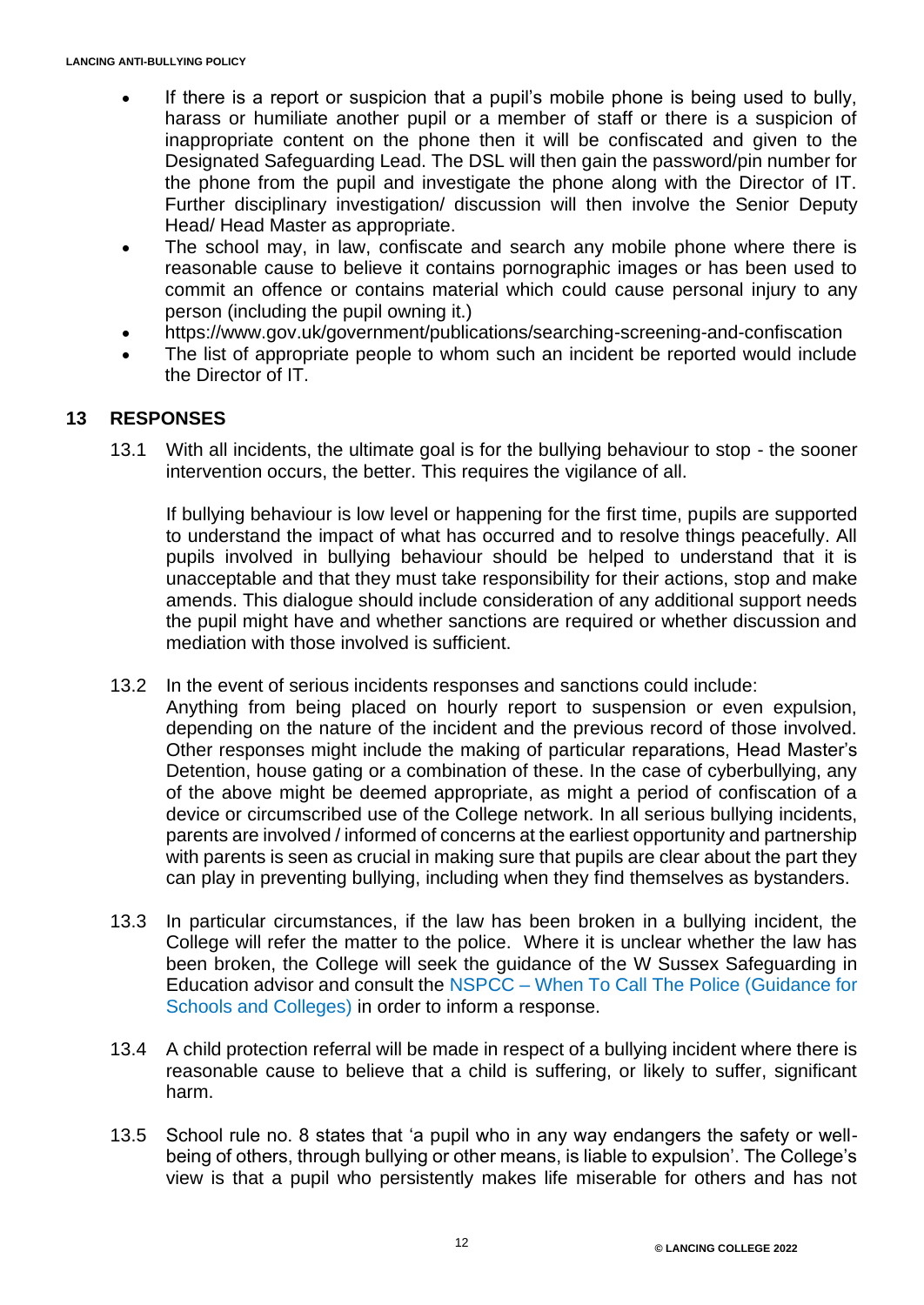- If there is a report or suspicion that a pupil's mobile phone is being used to bully, harass or humiliate another pupil or a member of staff or there is a suspicion of inappropriate content on the phone then it will be confiscated and given to the Designated Safeguarding Lead. The DSL will then gain the password/pin number for the phone from the pupil and investigate the phone along with the Director of IT. Further disciplinary investigation/ discussion will then involve the Senior Deputy Head/ Head Master as appropriate.
- The school may, in law, confiscate and search any mobile phone where there is reasonable cause to believe it contains pornographic images or has been used to commit an offence or contains material which could cause personal injury to any person (including the pupil owning it.)
- https://www.gov.uk/government/publications/searching-screening-and-confiscation
- The list of appropriate people to whom such an incident be reported would include the Director of IT.

## 13 RESPONSES

13.1 With all incidents, the ultimate goal is for the bullying behaviour to stop - the sooner intervention occurs, the better. This requires the vigilance of all.

If bullying behaviour is low level or happening for the first time, pupils are supported to understand the impact of what has occurred and to resolve things peacefully. All pupils involved in bullying behaviour should be helped to understand that it is unacceptable and that they must take responsibility for their actions, stop and make amends. This dialogue should include consideration of any additional support needs the pupil might have and whether sanctions are required or whether discussion and mediation with those involved is sufficient.

13.2 In the event of serious incidents responses and sanctions could include:
Anything from being placed on hourly report to suspension or even expulsion, depending on the nature of the incident and the previous record of those involved. Other responses might include the making of particular reparations, Head Master's Detention, house gating or a combination of these. In the case of cyberbullying, any of the above might be deemed appropriate, as might a period of confiscation of a device or circumscribed use of the College network. In all serious bullying incidents, parents are involved / informed of concerns at the earliest opportunity and partnership with parents is seen as crucial in making sure that pupils are clear about the part they can play in preventing bullying, including when they find themselves as bystanders.

13.3 In particular circumstances, if the law has been broken in a bullying incident, the College will refer the matter to the police. Where it is unclear whether the law has been broken, the College will seek the guidance of the W Sussex Safeguarding in Education advisor and consult the NSPCC – When To Call The Police (Guidance for Schools and Colleges) in order to inform a response.

13.4 A child protection referral will be made in respect of a bullying incident where there is reasonable cause to believe that a child is suffering, or likely to suffer, significant harm.

13.5 School rule no. 8 states that 'a pupil who in any way endangers the safety or well-being of others, through bullying or other means, is liable to expulsion'. The College's view is that a pupil who persistently makes life miserable for others and has not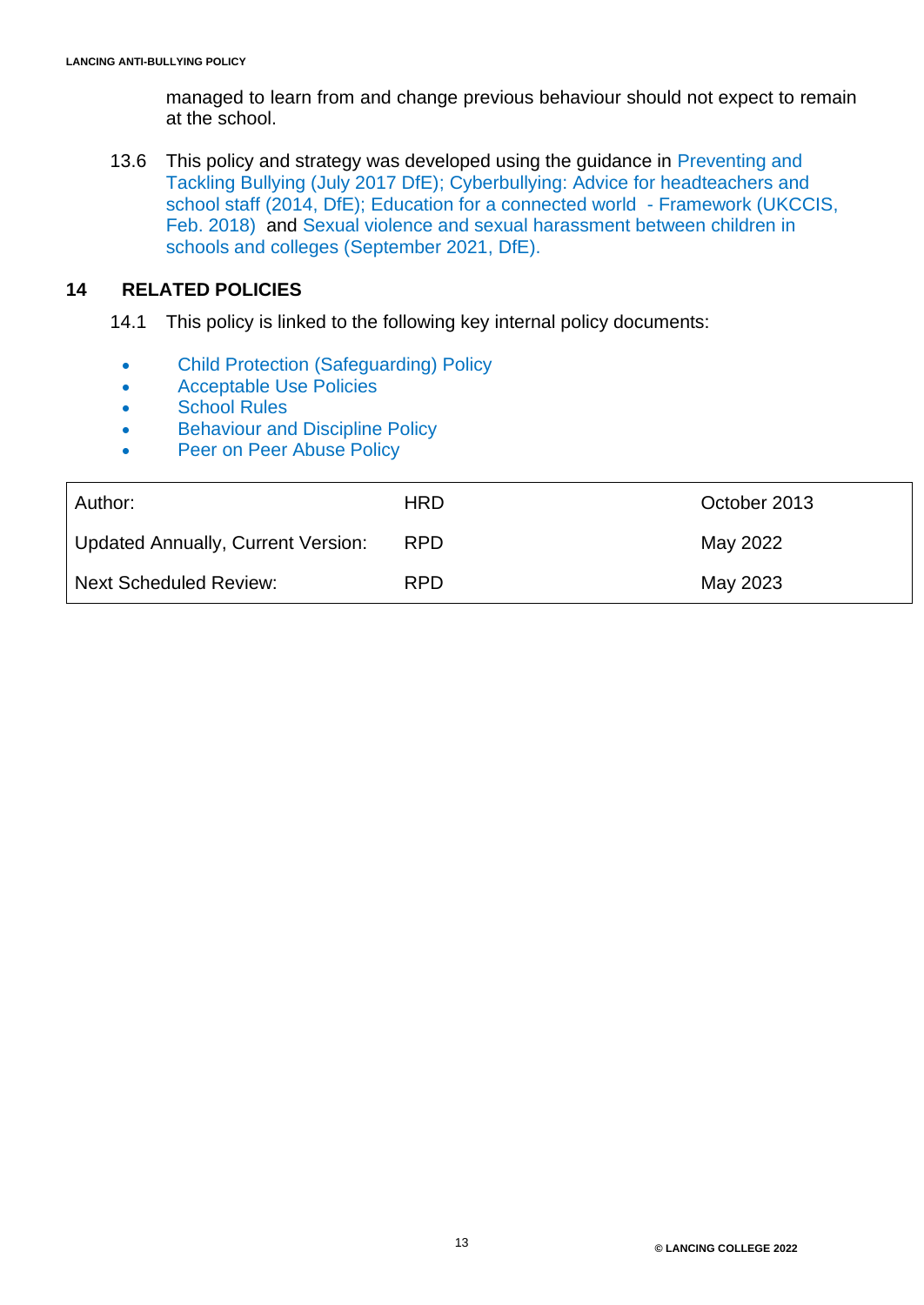managed to learn from and change previous behaviour should not expect to remain at the school.

13.6 This policy and strategy was developed using the guidance in Preventing and Tackling Bullying (July 2017 DfE); Cyberbullying: Advice for headteachers and school staff (2014, DfE); Education for a connected world - Framework (UKCCIS, Feb. 2018) and Sexual violence and sexual harassment between children in schools and colleges (September 2021, DfE).

## 14 RELATED POLICIES

14.1 This policy is linked to the following key internal policy documents:

- Child Protection (Safeguarding) Policy
- Acceptable Use Policies
- School Rules
- Behaviour and Discipline Policy
- Peer on Peer Abuse Policy

| | | |
|---|---|---|
| Author: | HRD | October 2013 |
| Updated Annually, Current Version: | RPD | May 2022 |
| Next Scheduled Review: | RPD | May 2023 |